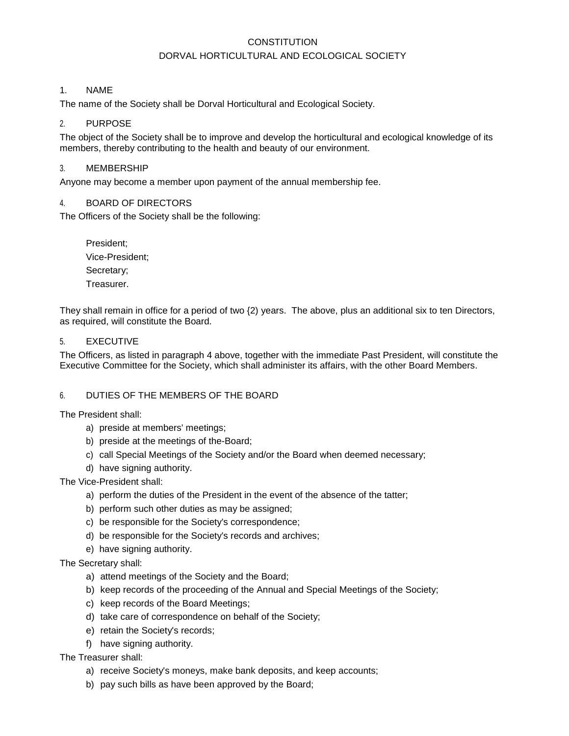# CONSTITUTION

# DORVAL HORTICULTURAL AND ECOLOGICAL SOCIETY

## 1. NAME

The name of the Society shall be Dorval Horticultural and Ecological Society.

## 2. PURPOSE

The object of the Society shall be to improve and develop the horticultural and ecological knowledge of its members, thereby contributing to the health and beauty of our environment.

## 3. MEMBERSHIP

Anyone may become a member upon payment of the annual membership fee.

## 4. BOARD OF DIRECTORS

The Officers of the Society shall be the following:

President;
Vice-President;
Secretary;
Treasurer.

They shall remain in office for a period of two {2) years. The above, plus an additional six to ten Directors, as required, will constitute the Board.

## 5. EXECUTIVE

The Officers, as listed in paragraph 4 above, together with the immediate Past President, will constitute the Executive Committee for the Society, which shall administer its affairs, with the other Board Members.

## 6. DUTIES OF THE MEMBERS OF THE BOARD

The President shall:

a) preside at members' meetings;
b) preside at the meetings of the-Board;
c) call Special Meetings of the Society and/or the Board when deemed necessary;
d) have signing authority.

The Vice-President shall:

a) perform the duties of the President in the event of the absence of the tatter;
b) perform such other duties as may be assigned;
c) be responsible for the Society's correspondence;
d) be responsible for the Society's records and archives;
e) have signing authority.

The Secretary shall:

a) attend meetings of the Society and the Board;
b) keep records of the proceeding of the Annual and Special Meetings of the Society;
c) keep records of the Board Meetings;
d) take care of correspondence on behalf of the Society;
e) retain the Society's records;
f) have signing authority.

The Treasurer shall:

a) receive Society's moneys, make bank deposits, and keep accounts;
b) pay such bills as have been approved by the Board;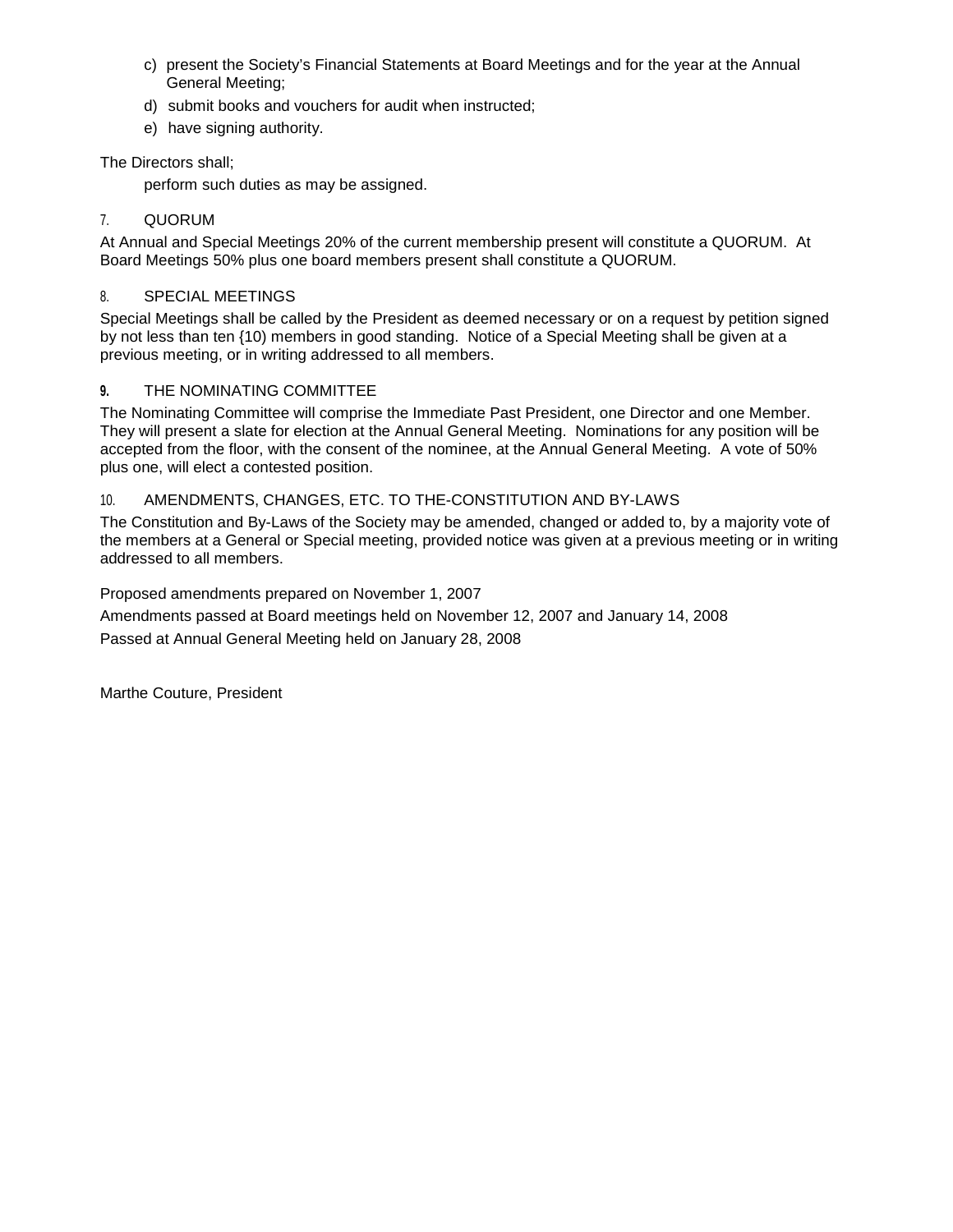c) present the Society's Financial Statements at Board Meetings and for the year at the Annual General Meeting;
d) submit books and vouchers for audit when instructed;
e) have signing authority.

The Directors shall;

perform such duties as may be assigned.

## 7. QUORUM

At Annual and Special Meetings 20% of the current membership present will constitute a QUORUM. At Board Meetings 50% plus one board members present shall constitute a QUORUM.

## 8. SPECIAL MEETINGS

Special Meetings shall be called by the President as deemed necessary or on a request by petition signed by not less than ten {10) members in good standing. Notice of a Special Meeting shall be given at a previous meeting, or in writing addressed to all members.

## 9. THE NOMINATING COMMITTEE

The Nominating Committee will comprise the Immediate Past President, one Director and one Member. They will present a slate for election at the Annual General Meeting. Nominations for any position will be accepted from the floor, with the consent of the nominee, at the Annual General Meeting. A vote of 50% plus one, will elect a contested position.

## 10. AMENDMENTS, CHANGES, ETC. TO THE-CONSTITUTION AND BY-LAWS

The Constitution and By-Laws of the Society may be amended, changed or added to, by a majority vote of the members at a General or Special meeting, provided notice was given at a previous meeting or in writing addressed to all members.

Proposed amendments prepared on November 1, 2007

Amendments passed at Board meetings held on November 12, 2007 and January 14, 2008

Passed at Annual General Meeting held on January 28, 2008

Marthe Couture, President